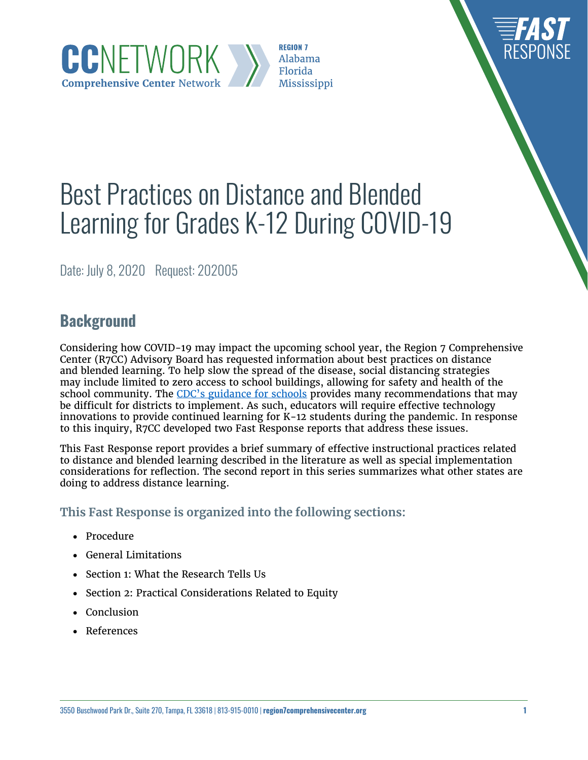CCNETWORK Comprehensive Center Network

REGION 7
Alabama
Florida
Mississippi

FAST RESPONSE

# Best Practices on Distance and Blended Learning for Grades K-12 During COVID-19

Date: July 8, 2020 Request: 202005

## Background

Considering how COVID-19 may impact the upcoming school year, the Region 7 Comprehensive Center (R7CC) Advisory Board has requested information about best practices on distance and blended learning. To help slow the spread of the disease, social distancing strategies may include limited to zero access to school buildings, allowing for safety and health of the school community. The [CDC's guidance for schools](#) provides many recommendations that may be difficult for districts to implement. As such, educators will require effective technology innovations to provide continued learning for K-12 students during the pandemic. In response to this inquiry, R7CC developed two Fast Response reports that address these issues.

This Fast Response report provides a brief summary of effective instructional practices related to distance and blended learning described in the literature as well as special implementation considerations for reflection. The second report in this series summarizes what other states are doing to address distance learning.

### This Fast Response is organized into the following sections:

- Procedure
- General Limitations
- Section 1: What the Research Tells Us
- Section 2: Practical Considerations Related to Equity
- Conclusion
- References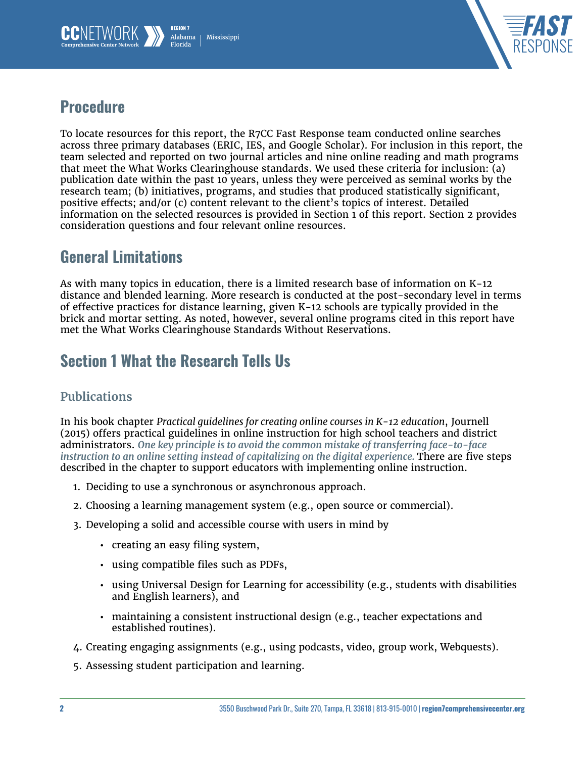## Procedure

To locate resources for this report, the R7CC Fast Response team conducted online searches across three primary databases (ERIC, IES, and Google Scholar). For inclusion in this report, the team selected and reported on two journal articles and nine online reading and math programs that meet the What Works Clearinghouse standards. We used these criteria for inclusion: (a) publication date within the past 10 years, unless they were perceived as seminal works by the research team; (b) initiatives, programs, and studies that produced statistically significant, positive effects; and/or (c) content relevant to the client's topics of interest. Detailed information on the selected resources is provided in Section 1 of this report. Section 2 provides consideration questions and four relevant online resources.

## General Limitations

As with many topics in education, there is a limited research base of information on K-12 distance and blended learning. More research is conducted at the post-secondary level in terms of effective practices for distance learning, given K-12 schools are typically provided in the brick and mortar setting. As noted, however, several online programs cited in this report have met the What Works Clearinghouse Standards Without Reservations.

## Section 1 What the Research Tells Us

### Publications

In his book chapter *Practical guidelines for creating online courses in K-12 education*, Journell (2015) offers practical guidelines in online instruction for high school teachers and district administrators. ***One key principle is to avoid the common mistake of transferring face-to-face instruction to an online setting instead of capitalizing on the digital experience.*** There are five steps described in the chapter to support educators with implementing online instruction.

1. Deciding to use a synchronous or asynchronous approach.
2. Choosing a learning management system (e.g., open source or commercial).
3. Developing a solid and accessible course with users in mind by
   - creating an easy filing system,
   - using compatible files such as PDFs,
   - using Universal Design for Learning for accessibility (e.g., students with disabilities and English learners), and
   - maintaining a consistent instructional design (e.g., teacher expectations and established routines).
4. Creating engaging assignments (e.g., using podcasts, video, group work, Webquests).
5. Assessing student participation and learning.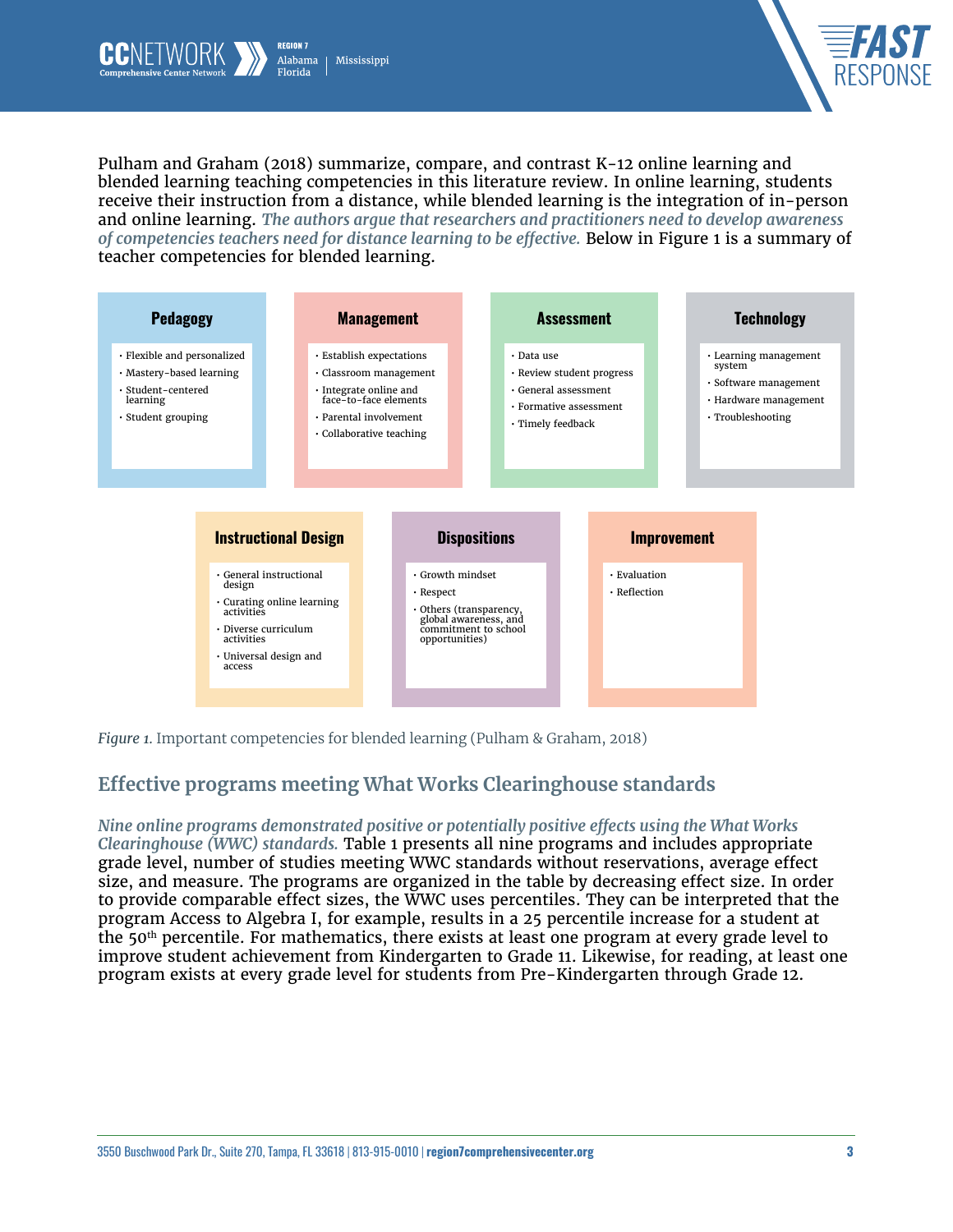Pulham and Graham (2018) summarize, compare, and contrast K-12 online learning and blended learning teaching competencies in this literature review. In online learning, students receive their instruction from a distance, while blended learning is the integration of in-person and online learning. *The authors argue that researchers and practitioners need to develop awareness of competencies teachers need for distance learning to be effective.* Below in Figure 1 is a summary of teacher competencies for blended learning.

**Pedagogy**
- Flexible and personalized
- Mastery-based learning
- Student-centered learning
- Student grouping

**Management**
- Establish expectations
- Classroom management
- Integrate online and face-to-face elements
- Parental involvement
- Collaborative teaching

**Assessment**
- Data use
- Review student progress
- General assessment
- Formative assessment
- Timely feedback

**Technology**
- Learning management system
- Software management
- Hardware management
- Troubleshooting

**Instructional Design**
- General instructional design
- Curating online learning activities
- Diverse curriculum activities
- Universal design and access

**Dispositions**
- Growth mindset
- Respect
- Others (transparency, global awareness, and commitment to school opportunities)

**Improvement**
- Evaluation
- Reflection

*Figure 1.* Important competencies for blended learning (Pulham & Graham, 2018)

## Effective programs meeting What Works Clearinghouse standards

*Nine online programs demonstrated positive or potentially positive effects using the What Works Clearinghouse (WWC) standards.* Table 1 presents all nine programs and includes appropriate grade level, number of studies meeting WWC standards without reservations, average effect size, and measure. The programs are organized in the table by decreasing effect size. In order to provide comparable effect sizes, the WWC uses percentiles. They can be interpreted that the program Access to Algebra I, for example, results in a 25 percentile increase for a student at the 50th percentile. For mathematics, there exists at least one program at every grade level to improve student achievement from Kindergarten to Grade 11. Likewise, for reading, at least one program exists at every grade level for students from Pre-Kindergarten through Grade 12.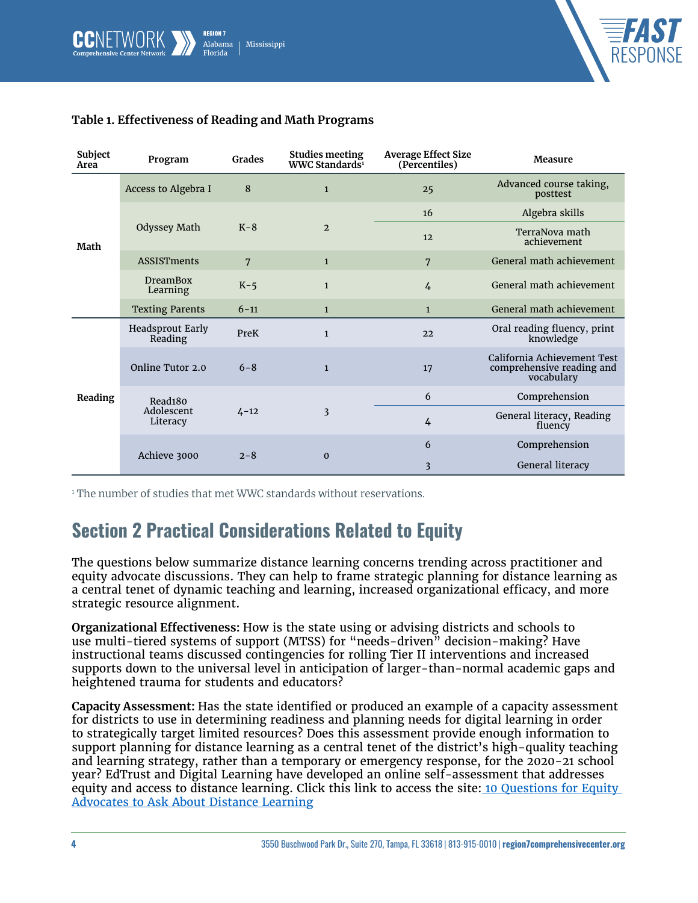**Table 1. Effectiveness of Reading and Math Programs**

| Subject Area | Program | Grades | Studies meeting WWC Standards[1] | Average Effect Size (Percentiles) | Measure |
|---|---|---|---|---|---|
| Math | Access to Algebra I | 8 | 1 | 25 | Advanced course taking, posttest |
| | Odyssey Math | K–8 | 2 | 16 | Algebra skills |
| | | | | 12 | TerraNova math achievement |
| | ASSISTments | 7 | 1 | 7 | General math achievement |
| | DreamBox Learning | K–5 | 1 | 4 | General math achievement |
| | Texting Parents | 6–11 | 1 | 1 | General math achievement |
| Reading | Headsprout Early Reading | PreK | 1 | 22 | Oral reading fluency, print knowledge |
| | Online Tutor 2.0 | 6–8 | 1 | 17 | California Achievement Test comprehensive reading and vocabulary |
| | Read180 Adolescent Literacy | 4–12 | 3 | 6 | Comprehension |
| | | | | 4 | General literacy, Reading fluency |
| | Achieve 3000 | 2–8 | 0 | 6 | Comprehension |
| | | | | 3 | General literacy |

[1] The number of studies that met WWC standards without reservations.

## Section 2 Practical Considerations Related to Equity

The questions below summarize distance learning concerns trending across practitioner and equity advocate discussions. They can help to frame strategic planning for distance learning as a central tenet of dynamic teaching and learning, increased organizational efficacy, and more strategic resource alignment.

**Organizational Effectiveness:** How is the state using or advising districts and schools to use multi-tiered systems of support (MTSS) for "needs-driven" decision-making? Have instructional teams discussed contingencies for rolling Tier II interventions and increased supports down to the universal level in anticipation of larger-than-normal academic gaps and heightened trauma for students and educators?

**Capacity Assessment:** Has the state identified or produced an example of a capacity assessment for districts to use in determining readiness and planning needs for digital learning in order to strategically target limited resources? Does this assessment provide enough information to support planning for distance learning as a central tenet of the district's high-quality teaching and learning strategy, rather than a temporary or emergency response, for the 2020-21 school year? EdTrust and Digital Learning have developed an online self-assessment that addresses equity and access to distance learning. Click this link to access the site: 10 Questions for Equity Advocates to Ask About Distance Learning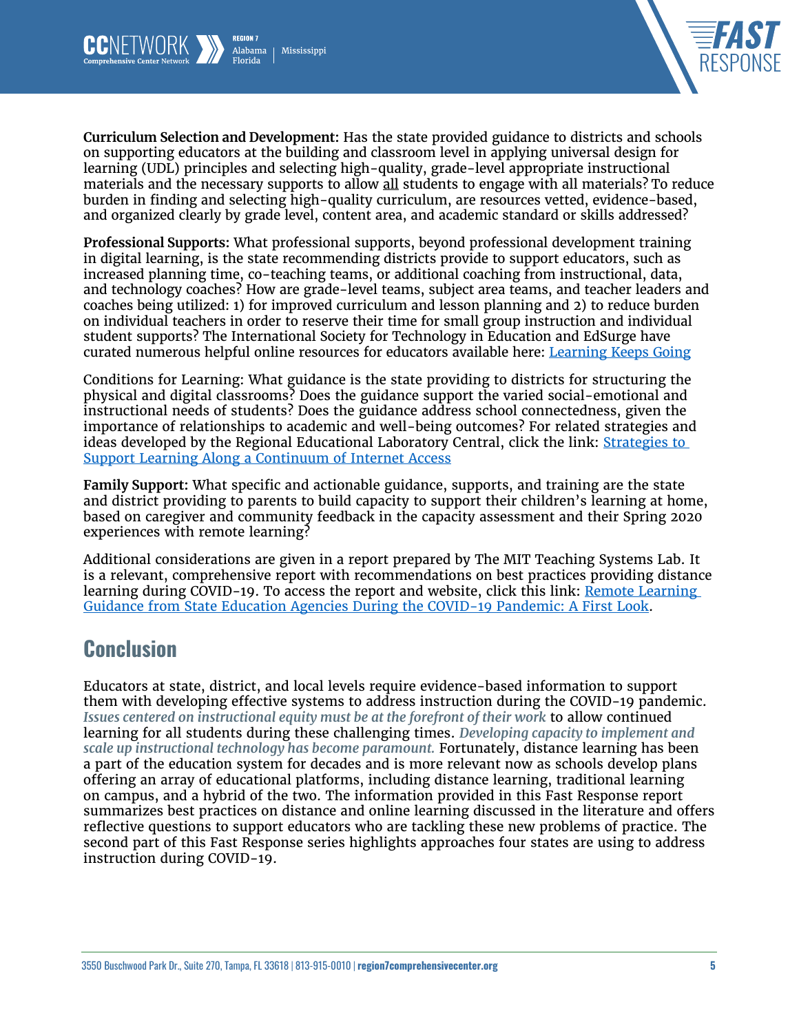**Curriculum Selection and Development:** Has the state provided guidance to districts and schools on supporting educators at the building and classroom level in applying universal design for learning (UDL) principles and selecting high-quality, grade-level appropriate instructional materials and the necessary supports to allow all students to engage with all materials? To reduce burden in finding and selecting high-quality curriculum, are resources vetted, evidence-based, and organized clearly by grade level, content area, and academic standard or skills addressed?

**Professional Supports:** What professional supports, beyond professional development training in digital learning, is the state recommending districts provide to support educators, such as increased planning time, co-teaching teams, or additional coaching from instructional, data, and technology coaches? How are grade-level teams, subject area teams, and teacher leaders and coaches being utilized: 1) for improved curriculum and lesson planning and 2) to reduce burden on individual teachers in order to reserve their time for small group instruction and individual student supports? The International Society for Technology in Education and EdSurge have curated numerous helpful online resources for educators available here: [Learning Keeps Going]

Conditions for Learning: What guidance is the state providing to districts for structuring the physical and digital classrooms? Does the guidance support the varied social-emotional and instructional needs of students? Does the guidance address school connectedness, given the importance of relationships to academic and well-being outcomes? For related strategies and ideas developed by the Regional Educational Laboratory Central, click the link: [Strategies to Support Learning Along a Continuum of Internet Access]

**Family Support:** What specific and actionable guidance, supports, and training are the state and district providing to parents to build capacity to support their children's learning at home, based on caregiver and community feedback in the capacity assessment and their Spring 2020 experiences with remote learning?

Additional considerations are given in a report prepared by The MIT Teaching Systems Lab. It is a relevant, comprehensive report with recommendations on best practices providing distance learning during COVID-19. To access the report and website, click this link: [Remote Learning Guidance from State Education Agencies During the COVID-19 Pandemic: A First Look].

## Conclusion

Educators at state, district, and local levels require evidence-based information to support them with developing effective systems to address instruction during the COVID-19 pandemic. *Issues centered on instructional equity must be at the forefront of their work* to allow continued learning for all students during these challenging times. ***Developing capacity to implement and scale up instructional technology has become paramount.*** Fortunately, distance learning has been a part of the education system for decades and is more relevant now as schools develop plans offering an array of educational platforms, including distance learning, traditional learning on campus, and a hybrid of the two. The information provided in this Fast Response report summarizes best practices on distance and online learning discussed in the literature and offers reflective questions to support educators who are tackling these new problems of practice. The second part of this Fast Response series highlights approaches four states are using to address instruction during COVID-19.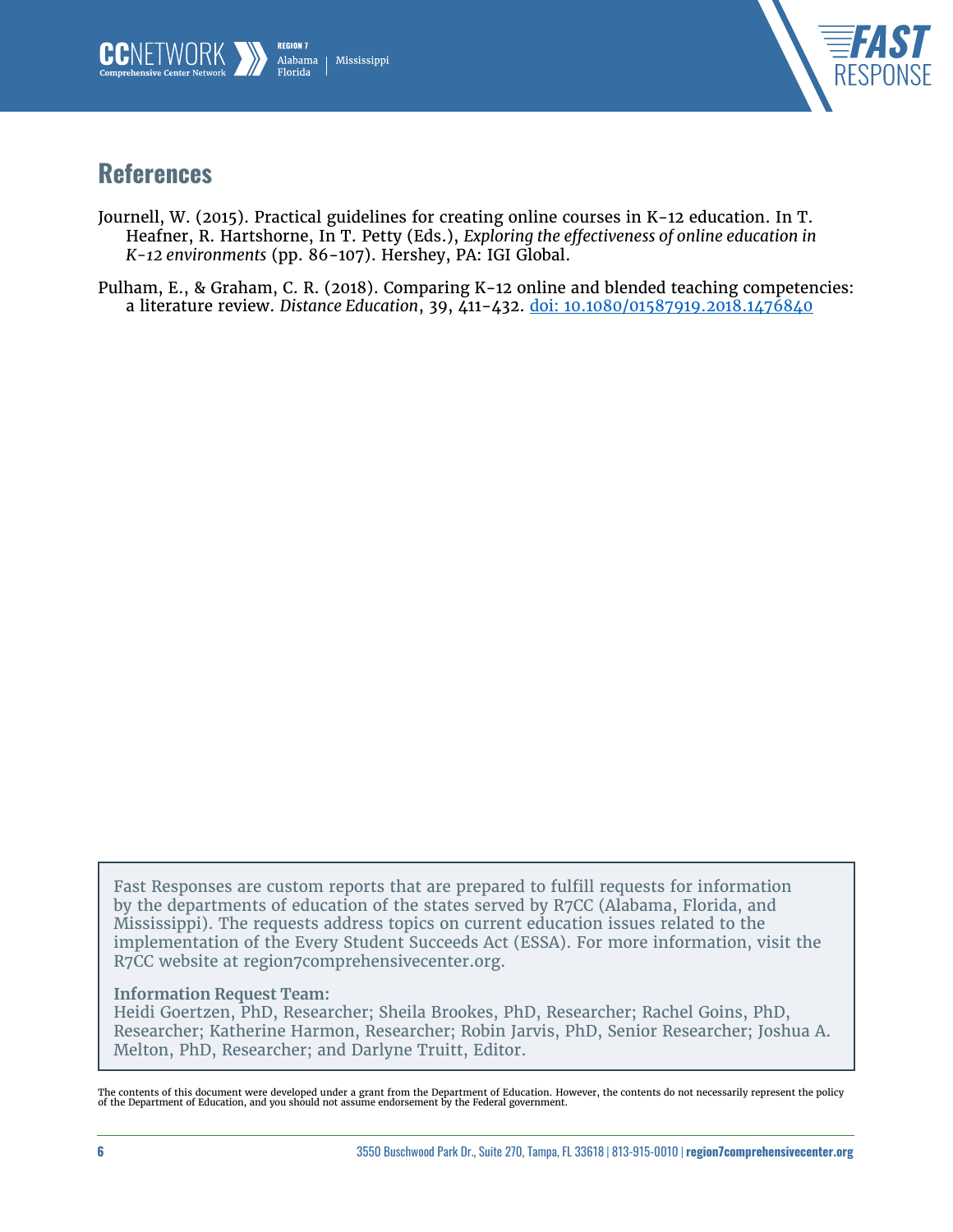## References

Journell, W. (2015). Practical guidelines for creating online courses in K-12 education. In T. Heafner, R. Hartshorne, In T. Petty (Eds.), *Exploring the effectiveness of online education in K-12 environments* (pp. 86-107). Hershey, PA: IGI Global.

Pulham, E., & Graham, C. R. (2018). Comparing K-12 online and blended teaching competencies: a literature review. *Distance Education*, 39, 411-432. [doi: 10.1080/01587919.2018.1476840](https://doi.org/10.1080/01587919.2018.1476840)

Fast Responses are custom reports that are prepared to fulfill requests for information by the departments of education of the states served by R7CC (Alabama, Florida, and Mississippi). The requests address topics on current education issues related to the implementation of the Every Student Succeeds Act (ESSA). For more information, visit the R7CC website at region7comprehensivecenter.org.

**Information Request Team:**
Heidi Goertzen, PhD, Researcher; Sheila Brookes, PhD, Researcher; Rachel Goins, PhD, Researcher; Katherine Harmon, Researcher; Robin Jarvis, PhD, Senior Researcher; Joshua A. Melton, PhD, Researcher; and Darlyne Truitt, Editor.

The contents of this document were developed under a grant from the Department of Education. However, the contents do not necessarily represent the policy of the Department of Education, and you should not assume endorsement by the Federal government.